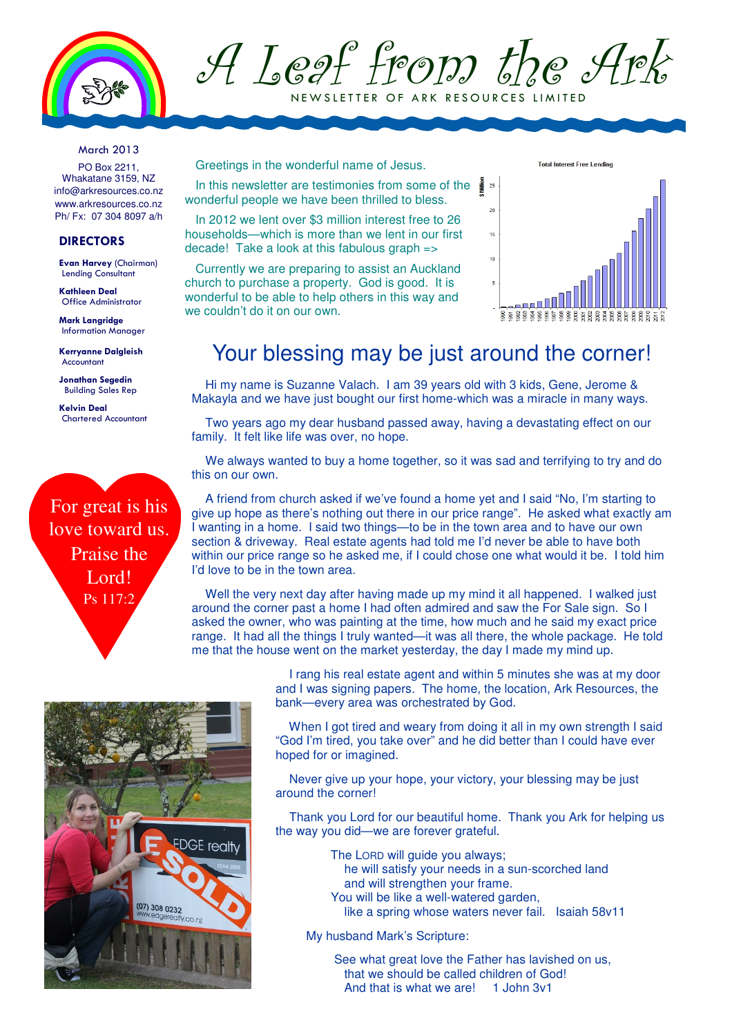# A Leaf from the Ark

NEWSLETTER OF ARK RESOURCES LIMITED

March 2013

PO Box 2211,
Whakatane 3159, NZ
info@arkresources.co.nz
www.arkresources.co.nz
Ph/ Fx: 07 304 8097 a/h

**DIRECTORS**

**Evan Harvey** (Chairman)
Lending Consultant

**Kathleen Deal**
Office Administrator

**Mark Langridge**
Information Manager

**Kerryanne Dalgleish**
Accountant

**Jonathan Segedin**
Building Sales Rep

**Kelvin Deal**
Chartered Accountant

For great is his love toward us. Praise the Lord!
Ps 117:2

Greetings in the wonderful name of Jesus.

In this newsletter are testimonies from some of the wonderful people we have been thrilled to bless.

In 2012 we lent over $3 million interest free to 26 households—which is more than we lent in our first decade! Take a look at this fabulous graph =>

Currently we are preparing to assist an Auckland church to purchase a property. God is good. It is wonderful to be able to help others in this way and we couldn't do it on our own.

Total Interest Free Lending

## Your blessing may be just around the corner!

Hi my name is Suzanne Valach. I am 39 years old with 3 kids, Gene, Jerome & Makayla and we have just bought our first home-which was a miracle in many ways.

Two years ago my dear husband passed away, having a devastating effect on our family. It felt like life was over, no hope.

We always wanted to buy a home together, so it was sad and terrifying to try and do this on our own.

A friend from church asked if we've found a home yet and I said "No, I'm starting to give up hope as there's nothing out there in our price range". He asked what exactly am I wanting in a home. I said two things—to be in the town area and to have our own section & driveway. Real estate agents had told me I'd never be able to have both within our price range so he asked me, if I could chose one what would it be. I told him I'd love to be in the town area.

Well the very next day after having made up my mind it all happened. I walked just around the corner past a home I had often admired and saw the For Sale sign. So I asked the owner, who was painting at the time, how much and he said my exact price range. It had all the things I truly wanted—it was all there, the whole package. He told me that the house went on the market yesterday, the day I made my mind up.

I rang his real estate agent and within 5 minutes she was at my door and I was signing papers. The home, the location, Ark Resources, the bank—every area was orchestrated by God.

When I got tired and weary from doing it all in my own strength I said "God I'm tired, you take over" and he did better than I could have ever hoped for or imagined.

Never give up your hope, your victory, your blessing may be just around the corner!

Thank you Lord for our beautiful home. Thank you Ark for helping us the way you did—we are forever grateful.

The LORD will guide you always;
he will satisfy your needs in a sun-scorched land
and will strengthen your frame.
You will be like a well-watered garden,
like a spring whose waters never fail. Isaiah 58v11

My husband Mark's Scripture:

See what great love the Father has lavished on us,
that we should be called children of God!
And that is what we are! 1 John 3v1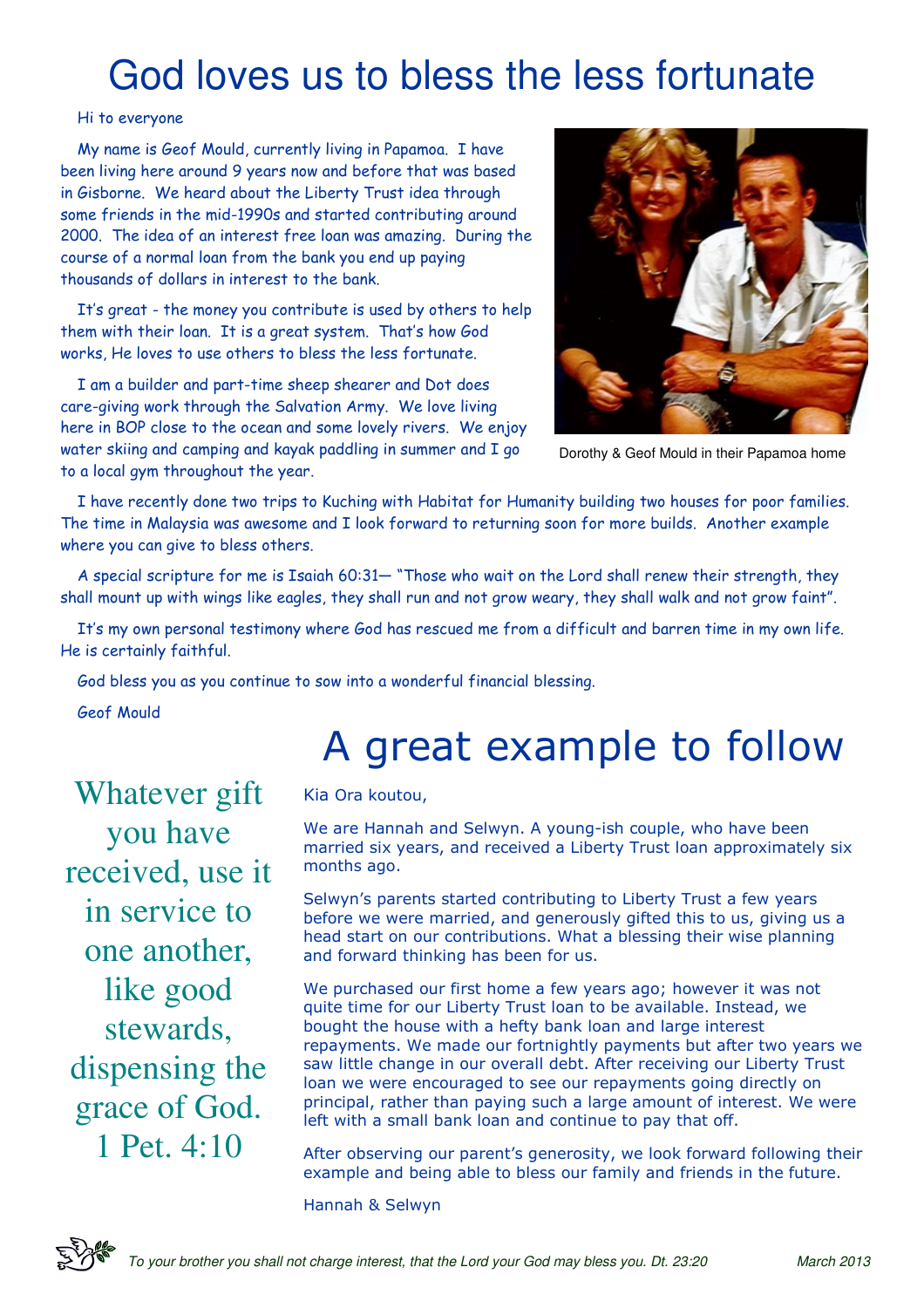# God loves us to bless the less fortunate

Hi to everyone

My name is Geof Mould, currently living in Papamoa. I have been living here around 9 years now and before that was based in Gisborne. We heard about the Liberty Trust idea through some friends in the mid-1990s and started contributing around 2000. The idea of an interest free loan was amazing. During the course of a normal loan from the bank you end up paying thousands of dollars in interest to the bank.

It's great - the money you contribute is used by others to help them with their loan. It is a great system. That's how God works, He loves to use others to bless the less fortunate.

I am a builder and part-time sheep shearer and Dot does care-giving work through the Salvation Army. We love living here in BOP close to the ocean and some lovely rivers. We enjoy water skiing and camping and kayak paddling in summer and I go to a local gym throughout the year.

Dorothy & Geof Mould in their Papamoa home

I have recently done two trips to Kuching with Habitat for Humanity building two houses for poor families. The time in Malaysia was awesome and I look forward to returning soon for more builds. Another example where you can give to bless others.

A special scripture for me is Isaiah 60:31— "Those who wait on the Lord shall renew their strength, they shall mount up with wings like eagles, they shall run and not grow weary, they shall walk and not grow faint".

It's my own personal testimony where God has rescued me from a difficult and barren time in my own life. He is certainly faithful.

God bless you as you continue to sow into a wonderful financial blessing.

Geof Mould

# A great example to follow

Kia Ora koutou,

We are Hannah and Selwyn. A young-ish couple, who have been married six years, and received a Liberty Trust loan approximately six months ago.

Selwyn's parents started contributing to Liberty Trust a few years before we were married, and generously gifted this to us, giving us a head start on our contributions. What a blessing their wise planning and forward thinking has been for us.

We purchased our first home a few years ago; however it was not quite time for our Liberty Trust loan to be available. Instead, we bought the house with a hefty bank loan and large interest repayments. We made our fortnightly payments but after two years we saw little change in our overall debt. After receiving our Liberty Trust loan we were encouraged to see our repayments going directly on principal, rather than paying such a large amount of interest. We were left with a small bank loan and continue to pay that off.

After observing our parent's generosity, we look forward following their example and being able to bless our family and friends in the future.

Hannah & Selwyn

Whatever gift you have received, use it in service to one another, like good stewards, dispensing the grace of God. 1 Pet. 4:10

*To your brother you shall not charge interest, that the Lord your God may bless you. Dt. 23:20*

March 2013